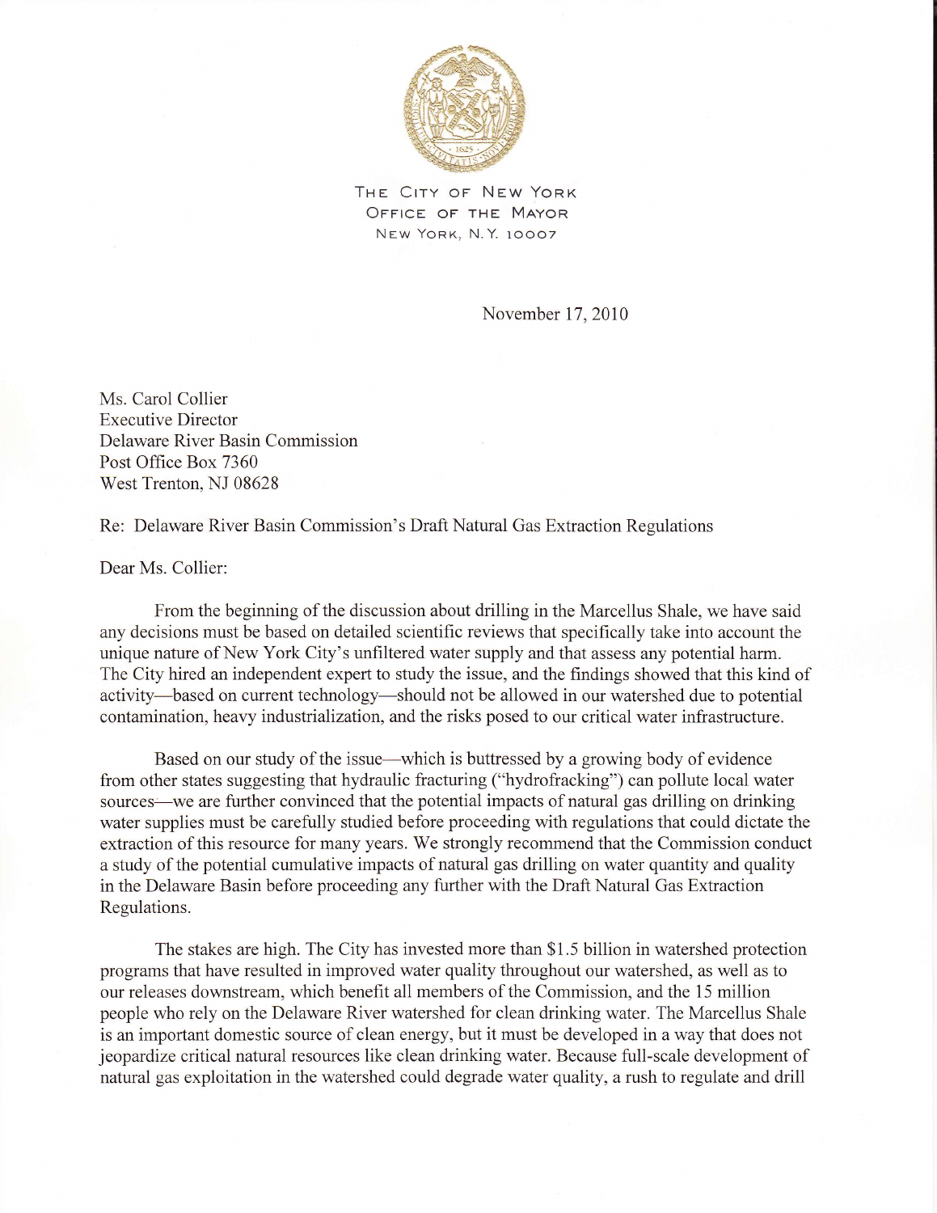THE CITY OF NEW YORK
OFFICE OF THE MAYOR
NEW YORK, N.Y. 10007

November 17, 2010

Ms. Carol Collier
Executive Director
Delaware River Basin Commission
Post Office Box 7360
West Trenton, NJ 08628

Re: Delaware River Basin Commission's Draft Natural Gas Extraction Regulations

Dear Ms. Collier:

From the beginning of the discussion about drilling in the Marcellus Shale, we have said any decisions must be based on detailed scientific reviews that specifically take into account the unique nature of New York City's unfiltered water supply and that assess any potential harm. The City hired an independent expert to study the issue, and the findings showed that this kind of activity—based on current technology—should not be allowed in our watershed due to potential contamination, heavy industrialization, and the risks posed to our critical water infrastructure.

Based on our study of the issue—which is buttressed by a growing body of evidence from other states suggesting that hydraulic fracturing ("hydrofracking") can pollute local water sources—we are further convinced that the potential impacts of natural gas drilling on drinking water supplies must be carefully studied before proceeding with regulations that could dictate the extraction of this resource for many years. We strongly recommend that the Commission conduct a study of the potential cumulative impacts of natural gas drilling on water quantity and quality in the Delaware Basin before proceeding any further with the Draft Natural Gas Extraction Regulations.

The stakes are high. The City has invested more than $1.5 billion in watershed protection programs that have resulted in improved water quality throughout our watershed, as well as to our releases downstream, which benefit all members of the Commission, and the 15 million people who rely on the Delaware River watershed for clean drinking water. The Marcellus Shale is an important domestic source of clean energy, but it must be developed in a way that does not jeopardize critical natural resources like clean drinking water. Because full-scale development of natural gas exploitation in the watershed could degrade water quality, a rush to regulate and drill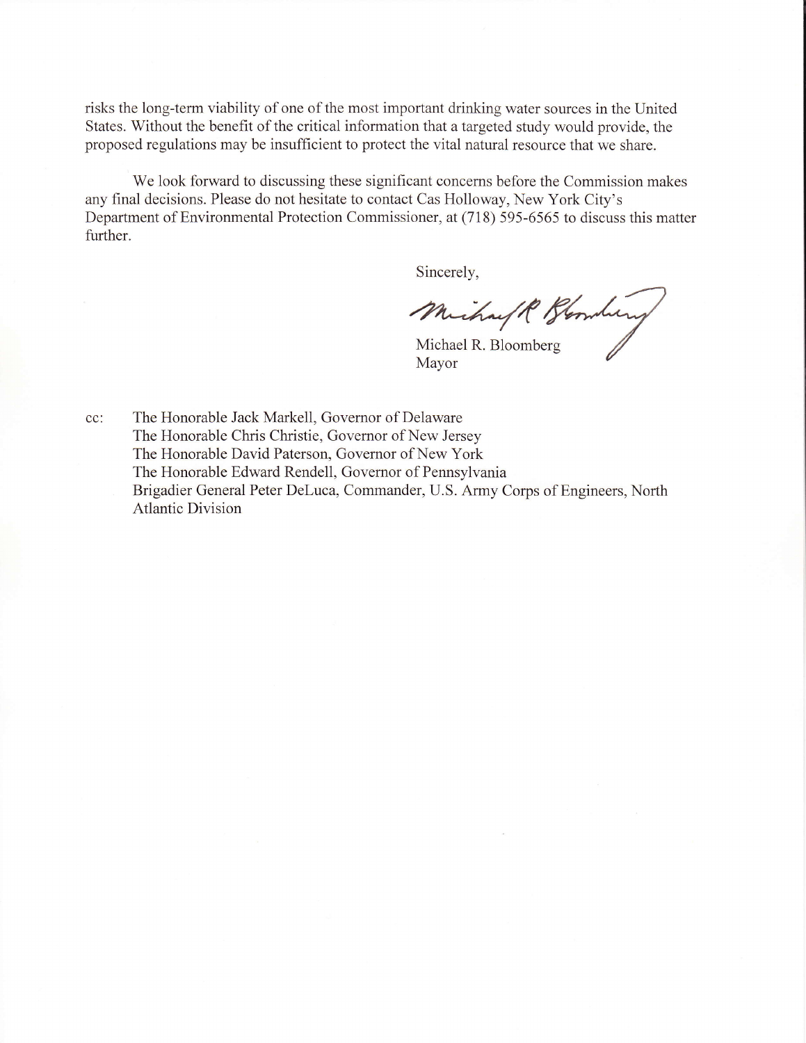risks the long-term viability of one of the most important drinking water sources in the United States. Without the benefit of the critical information that a targeted study would provide, the proposed regulations may be insufficient to protect the vital natural resource that we share.

We look forward to discussing these significant concerns before the Commission makes any final decisions. Please do not hesitate to contact Cas Holloway, New York City's Department of Environmental Protection Commissioner, at (718) 595-6565 to discuss this matter further.

Sincerely,

Michael R. Bloomberg
Mayor

cc: The Honorable Jack Markell, Governor of Delaware
The Honorable Chris Christie, Governor of New Jersey
The Honorable David Paterson, Governor of New York
The Honorable Edward Rendell, Governor of Pennsylvania
Brigadier General Peter DeLuca, Commander, U.S. Army Corps of Engineers, North Atlantic Division